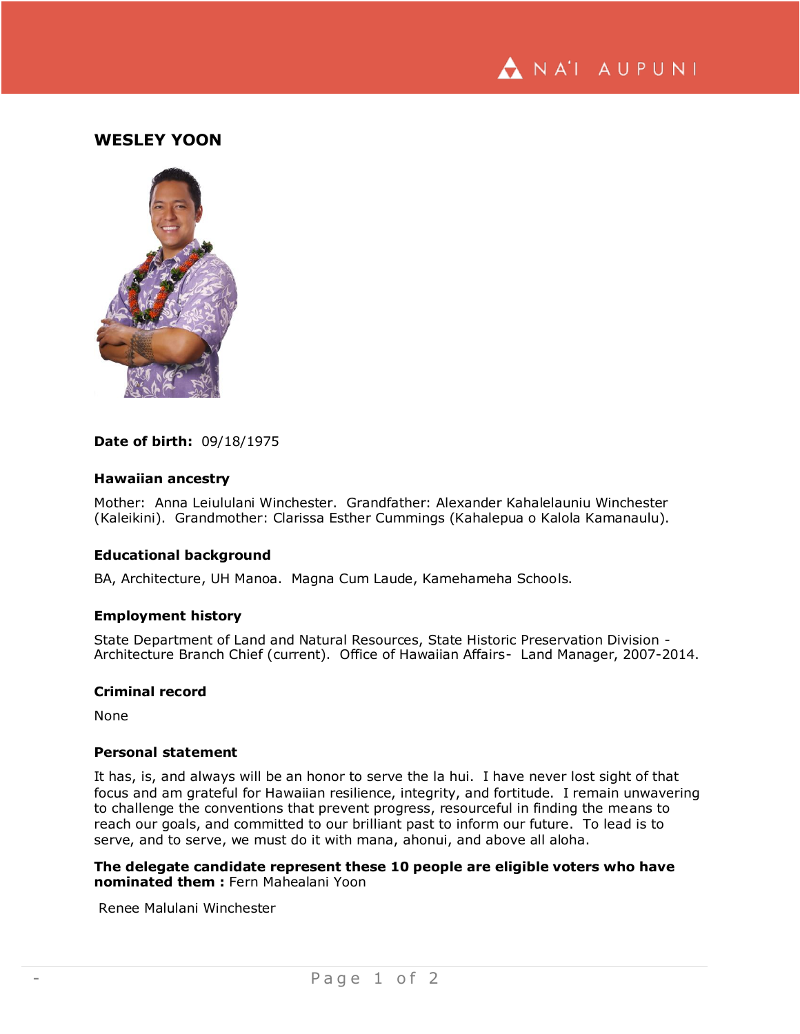# WESLEY YOON

**Date of birth:** 09/18/1975

### Hawaiian ancestry

Mother: Anna Leiululani Winchester. Grandfather: Alexander Kahalelauniu Winchester (Kaleikini). Grandmother: Clarissa Esther Cummings (Kahalepua o Kalola Kamanaulu).

### Educational background

BA, Architecture, UH Manoa. Magna Cum Laude, Kamehameha Schools.

### Employment history

State Department of Land and Natural Resources, State Historic Preservation Division - Architecture Branch Chief (current). Office of Hawaiian Affairs- Land Manager, 2007-2014.

### Criminal record

None

### Personal statement

It has, is, and always will be an honor to serve the la hui. I have never lost sight of that focus and am grateful for Hawaiian resilience, integrity, and fortitude. I remain unwavering to challenge the conventions that prevent progress, resourceful in finding the means to reach our goals, and committed to our brilliant past to inform our future. To lead is to serve, and to serve, we must do it with mana, ahonui, and above all aloha.

**The delegate candidate represent these 10 people are eligible voters who have nominated them :** Fern Mahealani Yoon

Renee Malulani Winchester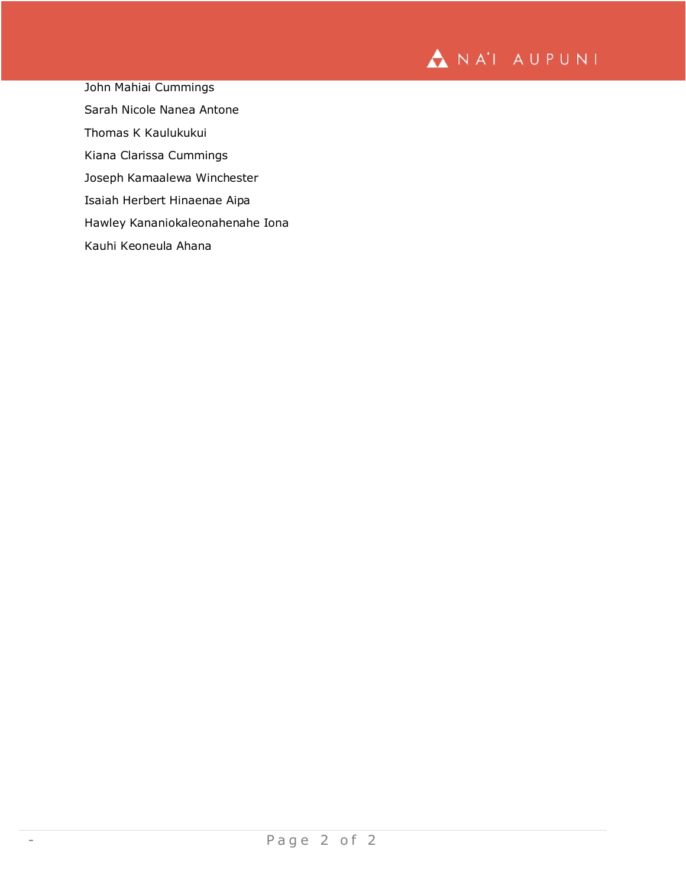John Mahiai Cummings

Sarah Nicole Nanea Antone

Thomas K Kaulukukui

Kiana Clarissa Cummings

Joseph Kamaalewa Winchester

Isaiah Herbert Hinaenae Aipa

Hawley Kananiokaleonahenahe Iona

Kauhi Keoneula Ahana